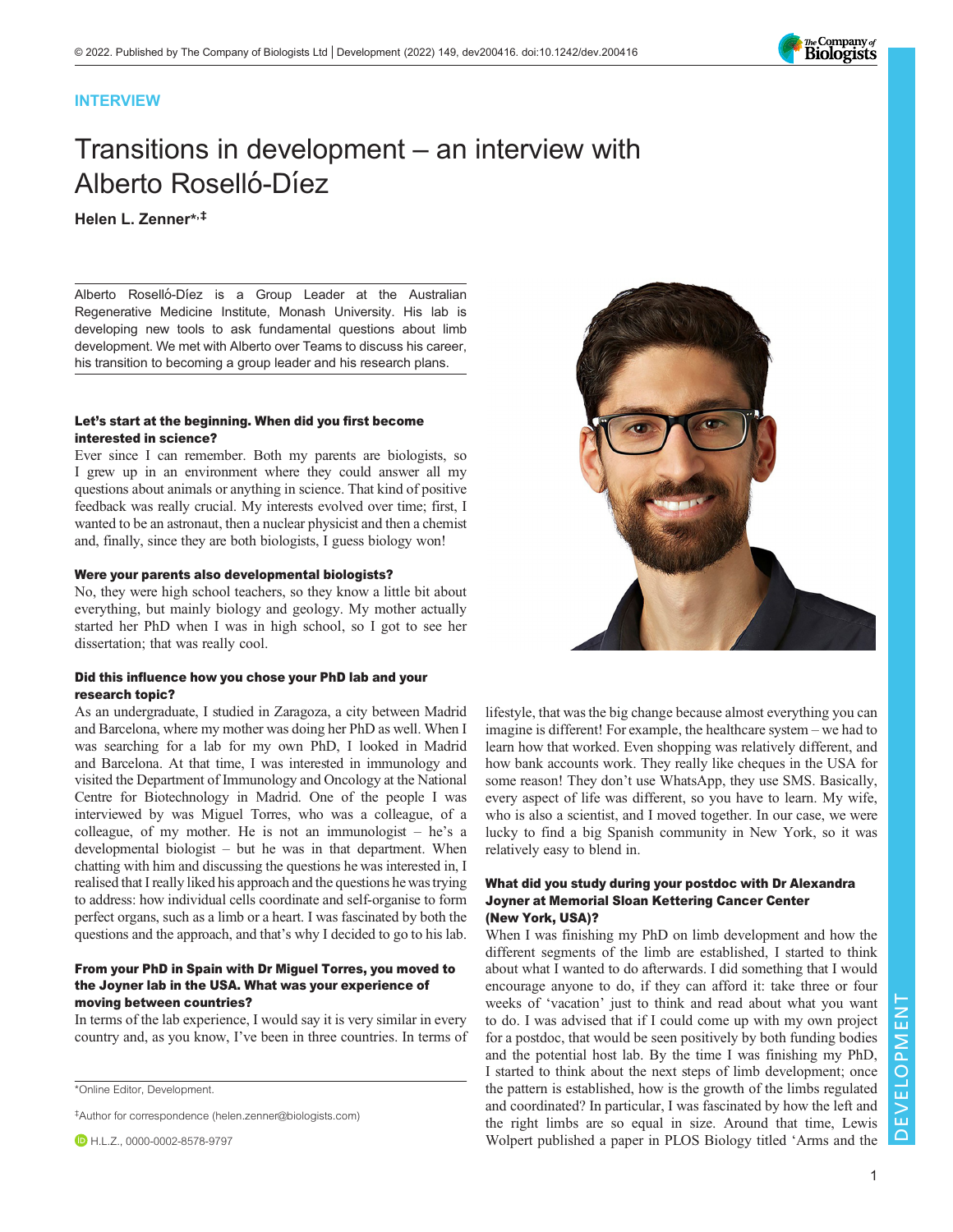INTERVIEW

# Transitions in development – an interview with Alberto Roselló-Díez

**Helen L. Zenner*,‡**

Alberto Roselló-Díez is a Group Leader at the Australian Regenerative Medicine Institute, Monash University. His lab is developing new tools to ask fundamental questions about limb development. We met with Alberto over Teams to discuss his career, his transition to becoming a group leader and his research plans.

### Let's start at the beginning. When did you first become interested in science?

Ever since I can remember. Both my parents are biologists, so I grew up in an environment where they could answer all my questions about animals or anything in science. That kind of positive feedback was really crucial. My interests evolved over time; first, I wanted to be an astronaut, then a nuclear physicist and then a chemist and, finally, since they are both biologists, I guess biology won!

### Were your parents also developmental biologists?

No, they were high school teachers, so they know a little bit about everything, but mainly biology and geology. My mother actually started her PhD when I was in high school, so I got to see her dissertation; that was really cool.

### Did this influence how you chose your PhD lab and your research topic?

As an undergraduate, I studied in Zaragoza, a city between Madrid and Barcelona, where my mother was doing her PhD as well. When I was searching for a lab for my own PhD, I looked in Madrid and Barcelona. At that time, I was interested in immunology and visited the Department of Immunology and Oncology at the National Centre for Biotechnology in Madrid. One of the people I was interviewed by was Miguel Torres, who was a colleague, of a colleague, of my mother. He is not an immunologist – he's a developmental biologist – but he was in that department. When chatting with him and discussing the questions he was interested in, I realised that I really liked his approach and the questions he was trying to address: how individual cells coordinate and self-organise to form perfect organs, such as a limb or a heart. I was fascinated by both the questions and the approach, and that's why I decided to go to his lab.

### From your PhD in Spain with Dr Miguel Torres, you moved to the Joyner lab in the USA. What was your experience of moving between countries?

In terms of the lab experience, I would say it is very similar in every country and, as you know, I've been in three countries. In terms of lifestyle, that was the big change because almost everything you can imagine is different! For example, the healthcare system – we had to learn how that worked. Even shopping was relatively different, and how bank accounts work. They really like cheques in the USA for some reason! They don't use WhatsApp, they use SMS. Basically, every aspect of life was different, so you have to learn. My wife, who is also a scientist, and I moved together. In our case, we were lucky to find a big Spanish community in New York, so it was relatively easy to blend in.

### What did you study during your postdoc with Dr Alexandra Joyner at Memorial Sloan Kettering Cancer Center (New York, USA)?

When I was finishing my PhD on limb development and how the different segments of the limb are established, I started to think about what I wanted to do afterwards. I did something that I would encourage anyone to do, if they can afford it: take three or four weeks of 'vacation' just to think and read about what you want to do. I was advised that if I could come up with my own project for a postdoc, that would be seen positively by both funding bodies and the potential host lab. By the time I was finishing my PhD, I started to think about the next steps of limb development; once the pattern is established, how is the growth of the limbs regulated and coordinated? In particular, I was fascinated by how the left and the right limbs are so equal in size. Around that time, Lewis Wolpert published a paper in PLOS Biology titled 'Arms and the

*Online Editor, Development.

‡Author for correspondence (helen.zenner@biologists.com)

H.L.Z., 0000-0002-8578-9797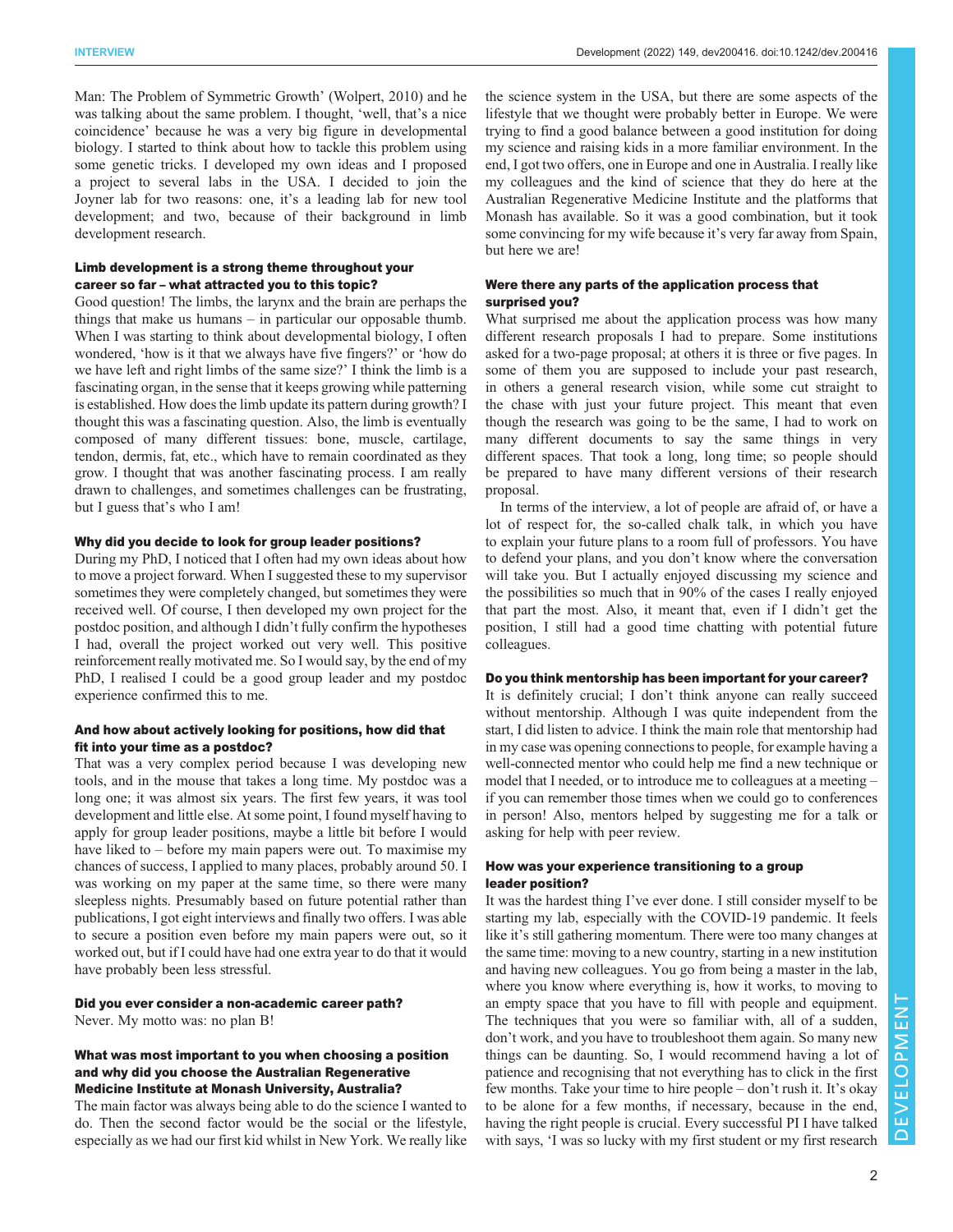Man: The Problem of Symmetric Growth' (Wolpert, 2010) and he was talking about the same problem. I thought, 'well, that's a nice coincidence' because he was a very big figure in developmental biology. I started to think about how to tackle this problem using some genetic tricks. I developed my own ideas and I proposed a project to several labs in the USA. I decided to join the Joyner lab for two reasons: one, it's a leading lab for new tool development; and two, because of their background in limb development research.

**Limb development is a strong theme throughout your career so far – what attracted you to this topic?**

Good question! The limbs, the larynx and the brain are perhaps the things that make us humans – in particular our opposable thumb. When I was starting to think about developmental biology, I often wondered, 'how is it that we always have five fingers?' or 'how do we have left and right limbs of the same size?' I think the limb is a fascinating organ, in the sense that it keeps growing while patterning is established. How does the limb update its pattern during growth? I thought this was a fascinating question. Also, the limb is eventually composed of many different tissues: bone, muscle, cartilage, tendon, dermis, fat, etc., which have to remain coordinated as they grow. I thought that was another fascinating process. I am really drawn to challenges, and sometimes challenges can be frustrating, but I guess that's who I am!

**Why did you decide to look for group leader positions?**

During my PhD, I noticed that I often had my own ideas about how to move a project forward. When I suggested these to my supervisor sometimes they were completely changed, but sometimes they were received well. Of course, I then developed my own project for the postdoc position, and although I didn't fully confirm the hypotheses I had, overall the project worked out very well. This positive reinforcement really motivated me. So I would say, by the end of my PhD, I realised I could be a good group leader and my postdoc experience confirmed this to me.

**And how about actively looking for positions, how did that fit into your time as a postdoc?**

That was a very complex period because I was developing new tools, and in the mouse that takes a long time. My postdoc was a long one; it was almost six years. The first few years, it was tool development and little else. At some point, I found myself having to apply for group leader positions, maybe a little bit before I would have liked to – before my main papers were out. To maximise my chances of success, I applied to many places, probably around 50. I was working on my paper at the same time, so there were many sleepless nights. Presumably based on future potential rather than publications, I got eight interviews and finally two offers. I was able to secure a position even before my main papers were out, so it worked out, but if I could have had one extra year to do that it would have probably been less stressful.

**Did you ever consider a non-academic career path?**

Never. My motto was: no plan B!

**What was most important to you when choosing a position and why did you choose the Australian Regenerative Medicine Institute at Monash University, Australia?**

The main factor was always being able to do the science I wanted to do. Then the second factor would be the social or the lifestyle, especially as we had our first kid whilst in New York. We really like the science system in the USA, but there are some aspects of the lifestyle that we thought were probably better in Europe. We were trying to find a good balance between a good institution for doing my science and raising kids in a more familiar environment. In the end, I got two offers, one in Europe and one in Australia. I really like my colleagues and the kind of science that they do here at the Australian Regenerative Medicine Institute and the platforms that Monash has available. So it was a good combination, but it took some convincing for my wife because it's very far away from Spain, but here we are!

**Were there any parts of the application process that surprised you?**

What surprised me about the application process was how many different research proposals I had to prepare. Some institutions asked for a two-page proposal; at others it is three or five pages. In some of them you are supposed to include your past research, in others a general research vision, while some cut straight to the chase with just your future project. This meant that even though the research was going to be the same, I had to work on many different documents to say the same things in very different spaces. That took a long, long time; so people should be prepared to have many different versions of their research proposal.

In terms of the interview, a lot of people are afraid of, or have a lot of respect for, the so-called chalk talk, in which you have to explain your future plans to a room full of professors. You have to defend your plans, and you don't know where the conversation will take you. But I actually enjoyed discussing my science and the possibilities so much that in 90% of the cases I really enjoyed that part the most. Also, it meant that, even if I didn't get the position, I still had a good time chatting with potential future colleagues.

**Do you think mentorship has been important for your career?**

It is definitely crucial; I don't think anyone can really succeed without mentorship. Although I was quite independent from the start, I did listen to advice. I think the main role that mentorship had in my case was opening connections to people, for example having a well-connected mentor who could help me find a new technique or model that I needed, or to introduce me to colleagues at a meeting – if you can remember those times when we could go to conferences in person! Also, mentors helped by suggesting me for a talk or asking for help with peer review.

**How was your experience transitioning to a group leader position?**

It was the hardest thing I've ever done. I still consider myself to be starting my lab, especially with the COVID-19 pandemic. It feels like it's still gathering momentum. There were too many changes at the same time: moving to a new country, starting in a new institution and having new colleagues. You go from being a master in the lab, where you know where everything is, how it works, to moving to an empty space that you have to fill with people and equipment. The techniques that you were so familiar with, all of a sudden, don't work, and you have to troubleshoot them again. So many new things can be daunting. So, I would recommend having a lot of patience and recognising that not everything has to click in the first few months. Take your time to hire people – don't rush it. It's okay to be alone for a few months, if necessary, because in the end, having the right people is crucial. Every successful PI I have talked with says, 'I was so lucky with my first student or my first research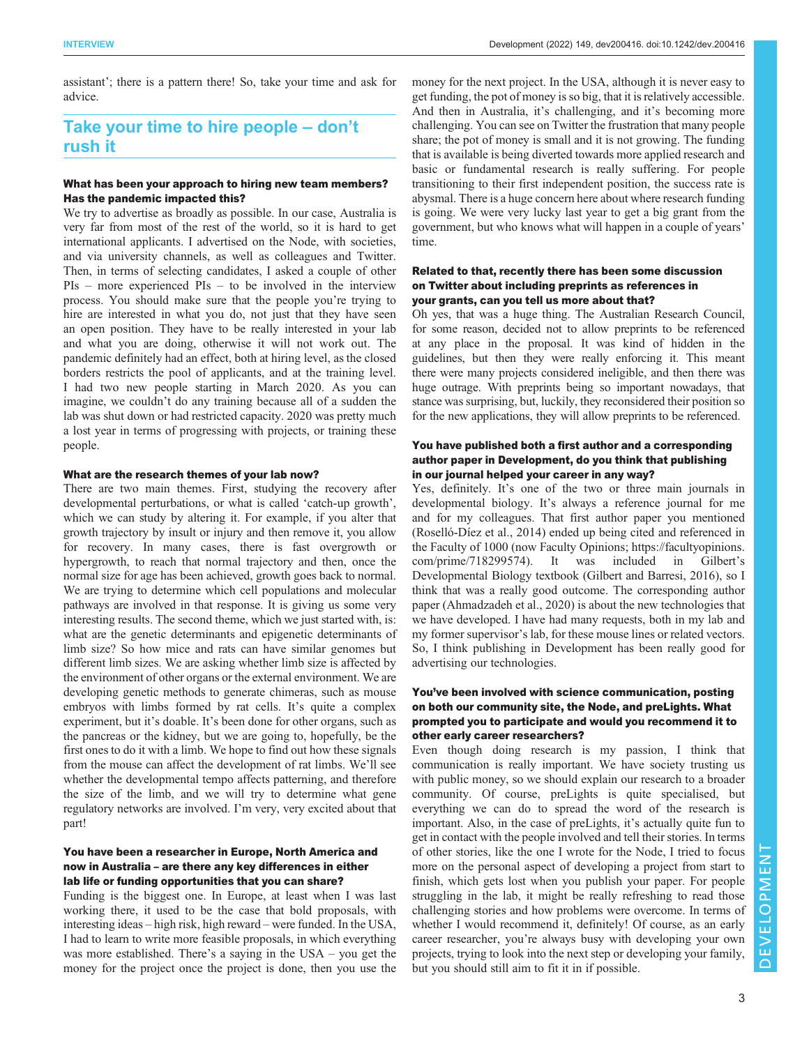assistant'; there is a pattern there! So, take your time and ask for advice.

## Take your time to hire people – don't rush it

**What has been your approach to hiring new team members? Has the pandemic impacted this?**

We try to advertise as broadly as possible. In our case, Australia is very far from most of the rest of the world, so it is hard to get international applicants. I advertised on the Node, with societies, and via university channels, as well as colleagues and Twitter. Then, in terms of selecting candidates, I asked a couple of other PIs – more experienced PIs – to be involved in the interview process. You should make sure that the people you're trying to hire are interested in what you do, not just that they have seen an open position. They have to be really interested in your lab and what you are doing, otherwise it will not work out. The pandemic definitely had an effect, both at hiring level, as the closed borders restricts the pool of applicants, and at the training level. I had two new people starting in March 2020. As you can imagine, we couldn't do any training because all of a sudden the lab was shut down or had restricted capacity. 2020 was pretty much a lost year in terms of progressing with projects, or training these people.

**What are the research themes of your lab now?**

There are two main themes. First, studying the recovery after developmental perturbations, or what is called 'catch-up growth', which we can study by altering it. For example, if you alter that growth trajectory by insult or injury and then remove it, you allow for recovery. In many cases, there is fast overgrowth or hypergrowth, to reach that normal trajectory and then, once the normal size for age has been achieved, growth goes back to normal. We are trying to determine which cell populations and molecular pathways are involved in that response. It is giving us some very interesting results. The second theme, which we just started with, is: what are the genetic determinants and epigenetic determinants of limb size? So how mice and rats can have similar genomes but different limb sizes. We are asking whether limb size is affected by the environment of other organs or the external environment. We are developing genetic methods to generate chimeras, such as mouse embryos with limbs formed by rat cells. It's quite a complex experiment, but it's doable. It's been done for other organs, such as the pancreas or the kidney, but we are going to, hopefully, be the first ones to do it with a limb. We hope to find out how these signals from the mouse can affect the development of rat limbs. We'll see whether the developmental tempo affects patterning, and therefore the size of the limb, and we will try to determine what gene regulatory networks are involved. I'm very, very excited about that part!

**You have been a researcher in Europe, North America and now in Australia – are there any key differences in either lab life or funding opportunities that you can share?**

Funding is the biggest one. In Europe, at least when I was last working there, it used to be the case that bold proposals, with interesting ideas – high risk, high reward – were funded. In the USA, I had to learn to write more feasible proposals, in which everything was more established. There's a saying in the USA – you get the money for the project once the project is done, then you use the money for the next project. In the USA, although it is never easy to get funding, the pot of money is so big, that it is relatively accessible. And then in Australia, it's challenging, and it's becoming more challenging. You can see on Twitter the frustration that many people share; the pot of money is small and it is not growing. The funding that is available is being diverted towards more applied research and basic or fundamental research is really suffering. For people transitioning to their first independent position, the success rate is abysmal. There is a huge concern here about where research funding is going. We were very lucky last year to get a big grant from the government, but who knows what will happen in a couple of years' time.

**Related to that, recently there has been some discussion on Twitter about including preprints as references in your grants, can you tell us more about that?**

Oh yes, that was a huge thing. The Australian Research Council, for some reason, decided not to allow preprints to be referenced at any place in the proposal. It was kind of hidden in the guidelines, but then they were really enforcing it. This meant there were many projects considered ineligible, and then there was huge outrage. With preprints being so important nowadays, that stance was surprising, but, luckily, they reconsidered their position so for the new applications, they will allow preprints to be referenced.

**You have published both a first author and a corresponding author paper in Development, do you think that publishing in our journal helped your career in any way?**

Yes, definitely. It's one of the two or three main journals in developmental biology. It's always a reference journal for me and for my colleagues. That first author paper you mentioned (Roselló-Díez et al., 2014) ended up being cited and referenced in the Faculty of 1000 (now Faculty Opinions; https://facultyopinions.com/prime/718299574). It was included in Gilbert's Developmental Biology textbook (Gilbert and Barresi, 2016), so I think that was a really good outcome. The corresponding author paper (Ahmadzadeh et al., 2020) is about the new technologies that we have developed. I have had many requests, both in my lab and my former supervisor's lab, for these mouse lines or related vectors. So, I think publishing in Development has been really good for advertising our technologies.

**You've been involved with science communication, posting on both our community site, the Node, and preLights. What prompted you to participate and would you recommend it to other early career researchers?**

Even though doing research is my passion, I think that communication is really important. We have society trusting us with public money, so we should explain our research to a broader community. Of course, preLights is quite specialised, but everything we can do to spread the word of the research is important. Also, in the case of preLights, it's actually quite fun to get in contact with the people involved and tell their stories. In terms of other stories, like the one I wrote for the Node, I tried to focus more on the personal aspect of developing a project from start to finish, which gets lost when you publish your paper. For people struggling in the lab, it might be really refreshing to read those challenging stories and how problems were overcome. In terms of whether I would recommend it, definitely! Of course, as an early career researcher, you're always busy with developing your own projects, trying to look into the next step or developing your family, but you should still aim to fit it in if possible.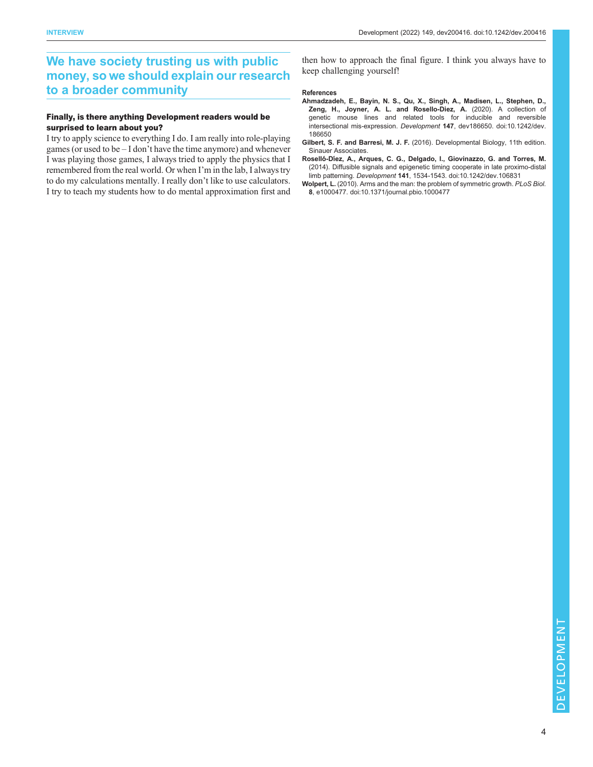## We have society trusting us with public money, so we should explain our research to a broader community

### Finally, is there anything Development readers would be surprised to learn about you?

I try to apply science to everything I do. I am really into role-playing games (or used to be – I don't have the time anymore) and whenever I was playing those games, I always tried to apply the physics that I remembered from the real world. Or when I'm in the lab, I always try to do my calculations mentally. I really don't like to use calculators. I try to teach my students how to do mental approximation first and then how to approach the final figure. I think you always have to keep challenging yourself!

#### References

**Ahmadzadeh, E., Bayin, N. S., Qu, X., Singh, A., Madisen, L., Stephen, D., Zeng, H., Joyner, A. L. and Rosello-Diez, A.** (2020). A collection of genetic mouse lines and related tools for inducible and reversible intersectional mis-expression. *Development* **147**, dev186650. doi:10.1242/dev.186650

**Gilbert, S. F. and Barresi, M. J. F.** (2016). Developmental Biology, 11th edition. Sinauer Associates.

**Roselló-Díez, A., Arques, C. G., Delgado, I., Giovinazzo, G. and Torres, M.** (2014). Diffusible signals and epigenetic timing cooperate in late proximo-distal limb patterning. *Development* **141**, 1534-1543. doi:10.1242/dev.106831

**Wolpert, L.** (2010). Arms and the man: the problem of symmetric growth. *PLoS Biol.* **8**, e1000477. doi:10.1371/journal.pbio.1000477